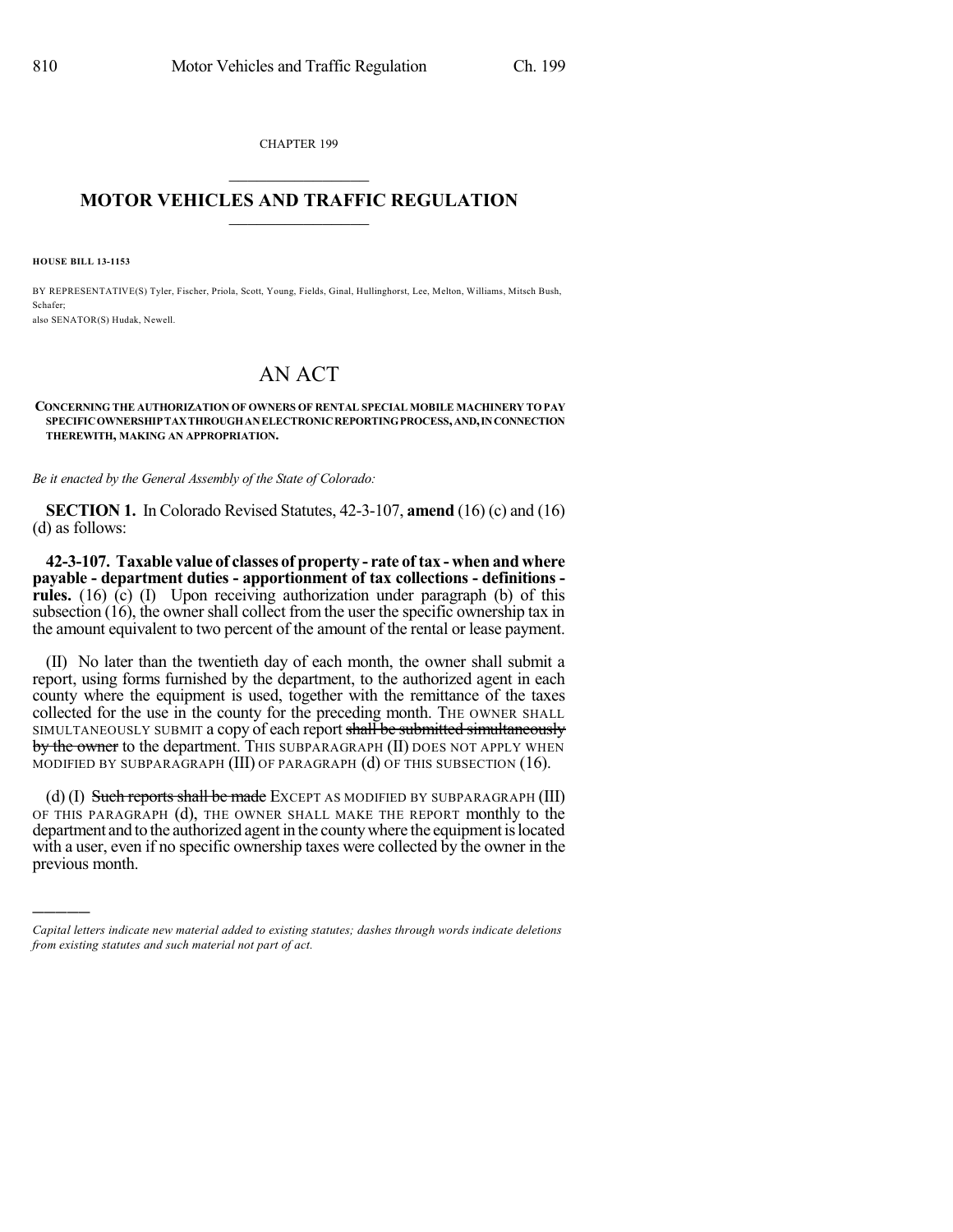CHAPTER 199

## MOTOR VEHICLES AND TRAFFIC REGULATION

**HOUSE BILL 13-1153**

BY REPRESENTATIVE(S) Tyler, Fischer, Priola, Scott, Young, Fields, Ginal, Hullinghorst, Lee, Melton, Williams, Mitsch Bush, Schafer;
also SENATOR(S) Hudak, Newell.

# AN ACT

**CONCERNING THE AUTHORIZATION OF OWNERS OF RENTAL SPECIAL MOBILE MACHINERY TO PAY SPECIFIC OWNERSHIP TAX THROUGH AN ELECTRONIC REPORTING PROCESS, AND, IN CONNECTION THEREWITH, MAKING AN APPROPRIATION.**

*Be it enacted by the General Assembly of the State of Colorado:*

**SECTION 1.** In Colorado Revised Statutes, 42-3-107, **amend** (16) (c) and (16) (d) as follows:

**42-3-107. Taxable value of classes of property - rate of tax - when and where payable - department duties - apportionment of tax collections - definitions - rules.** (16) (c) (I) Upon receiving authorization under paragraph (b) of this subsection (16), the owner shall collect from the user the specific ownership tax in the amount equivalent to two percent of the amount of the rental or lease payment.

(II) No later than the twentieth day of each month, the owner shall submit a report, using forms furnished by the department, to the authorized agent in each county where the equipment is used, together with the remittance of the taxes collected for the use in the county for the preceding month. THE OWNER SHALL SIMULTANEOUSLY SUBMIT a copy of each report ~~shall be submitted simultaneously by the owner~~ to the department. THIS SUBPARAGRAPH (II) DOES NOT APPLY WHEN MODIFIED BY SUBPARAGRAPH (III) OF PARAGRAPH (d) OF THIS SUBSECTION (16).

(d) (I) ~~Such reports shall be made~~ EXCEPT AS MODIFIED BY SUBPARAGRAPH (III) OF THIS PARAGRAPH (d), THE OWNER SHALL MAKE THE REPORT monthly to the department and to the authorized agent in the county where the equipment is located with a user, even if no specific ownership taxes were collected by the owner in the previous month.

*Capital letters indicate new material added to existing statutes; dashes through words indicate deletions from existing statutes and such material not part of act.*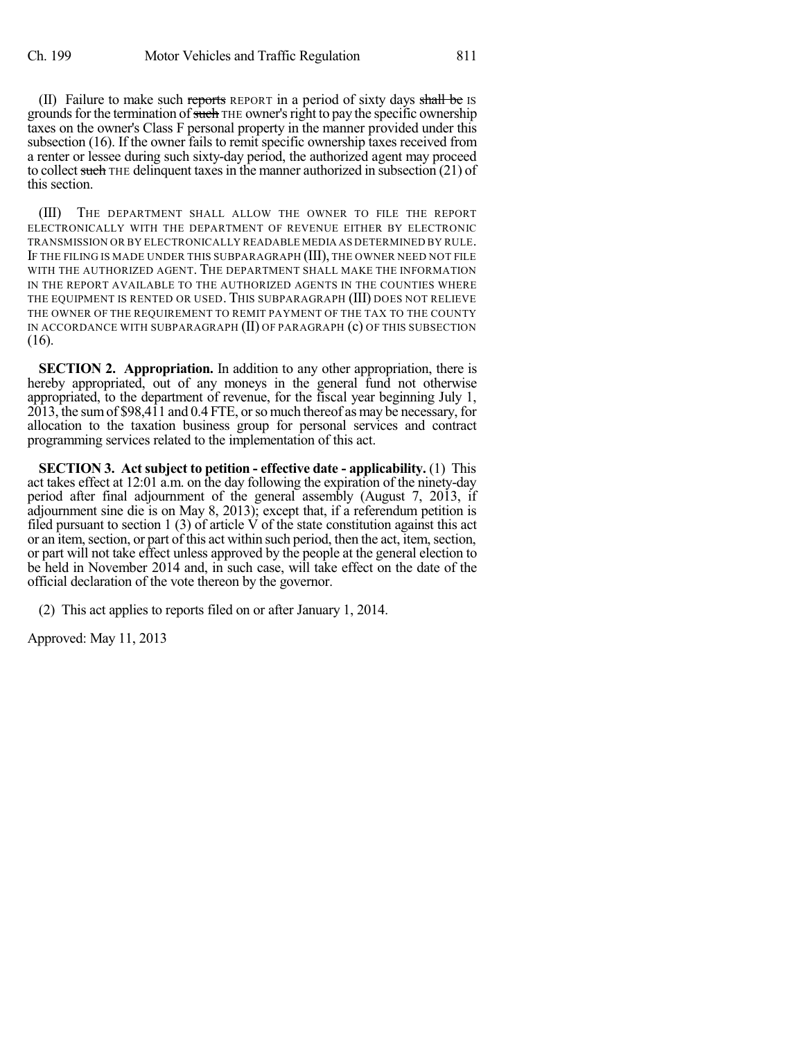(II) Failure to make such ~~reports~~ REPORT in a period of sixty days ~~shall be~~ IS grounds for the termination of ~~such~~ THE owner's right to pay the specific ownership taxes on the owner's Class F personal property in the manner provided under this subsection (16). If the owner fails to remit specific ownership taxes received from a renter or lessee during such sixty-day period, the authorized agent may proceed to collect ~~such~~ THE delinquent taxes in the manner authorized in subsection (21) of this section.

(III) THE DEPARTMENT SHALL ALLOW THE OWNER TO FILE THE REPORT ELECTRONICALLY WITH THE DEPARTMENT OF REVENUE EITHER BY ELECTRONIC TRANSMISSION OR BY ELECTRONICALLY READABLE MEDIA AS DETERMINED BY RULE. IF THE FILING IS MADE UNDER THIS SUBPARAGRAPH (III), THE OWNER NEED NOT FILE WITH THE AUTHORIZED AGENT. THE DEPARTMENT SHALL MAKE THE INFORMATION IN THE REPORT AVAILABLE TO THE AUTHORIZED AGENTS IN THE COUNTIES WHERE THE EQUIPMENT IS RENTED OR USED. THIS SUBPARAGRAPH (III) DOES NOT RELIEVE THE OWNER OF THE REQUIREMENT TO REMIT PAYMENT OF THE TAX TO THE COUNTY IN ACCORDANCE WITH SUBPARAGRAPH (II) OF PARAGRAPH (c) OF THIS SUBSECTION (16).

**SECTION 2. Appropriation.** In addition to any other appropriation, there is hereby appropriated, out of any moneys in the general fund not otherwise appropriated, to the department of revenue, for the fiscal year beginning July 1, 2013, the sum of $98,411 and 0.4 FTE, or so much thereof as may be necessary, for allocation to the taxation business group for personal services and contract programming services related to the implementation of this act.

**SECTION 3. Act subject to petition - effective date - applicability.** (1) This act takes effect at 12:01 a.m. on the day following the expiration of the ninety-day period after final adjournment of the general assembly (August 7, 2013, if adjournment sine die is on May 8, 2013); except that, if a referendum petition is filed pursuant to section 1 (3) of article V of the state constitution against this act or an item, section, or part of this act within such period, then the act, item, section, or part will not take effect unless approved by the people at the general election to be held in November 2014 and, in such case, will take effect on the date of the official declaration of the vote thereon by the governor.

(2) This act applies to reports filed on or after January 1, 2014.

Approved: May 11, 2013